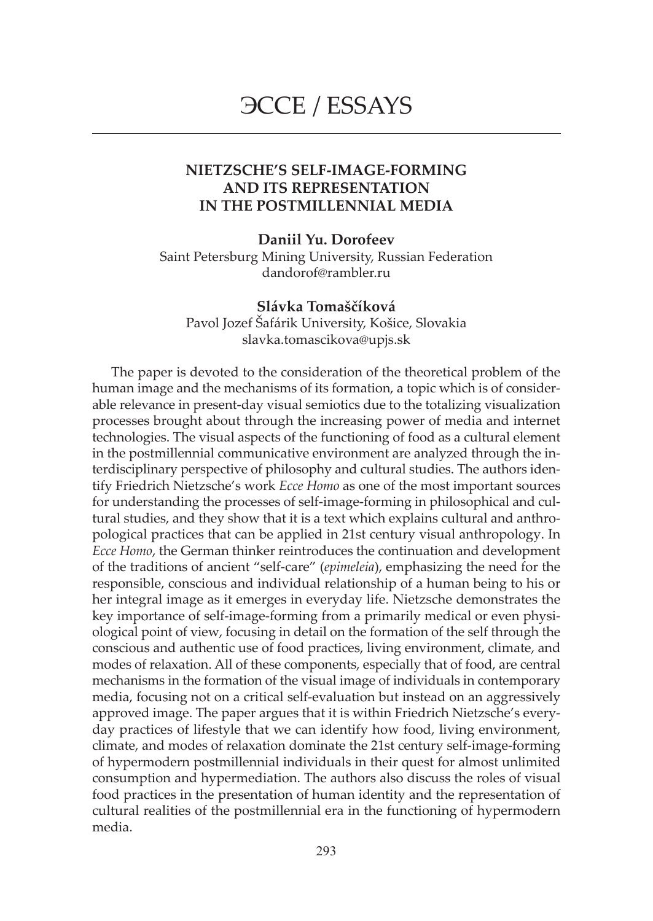# ЭССЕ / ESSAYS

## NIETZSCHE'S SELF-IMAGE-FORMING AND ITS REPRESENTATION IN THE POSTMILLENNIAL MEDIA

**Daniil Yu. Dorofeev**
Saint Petersburg Mining University, Russian Federation
dandorof@rambler.ru

**Slávka Tomaščíková**
Pavol Jozef Šafárik University, Košice, Slovakia
slavka.tomascikova@upjs.sk

The paper is devoted to the consideration of the theoretical problem of the human image and the mechanisms of its formation, a topic which is of considerable relevance in present-day visual semiotics due to the totalizing visualization processes brought about through the increasing power of media and internet technologies. The visual aspects of the functioning of food as a cultural element in the postmillennial communicative environment are analyzed through the interdisciplinary perspective of philosophy and cultural studies. The authors identify Friedrich Nietzsche's work *Ecce Homo* as one of the most important sources for understanding the processes of self-image-forming in philosophical and cultural studies, and they show that it is a text which explains cultural and anthropological practices that can be applied in 21st century visual anthropology. In *Ecce Homo*, the German thinker reintroduces the continuation and development of the traditions of ancient "self-care" (*epimeleia*), emphasizing the need for the responsible, conscious and individual relationship of a human being to his or her integral image as it emerges in everyday life. Nietzsche demonstrates the key importance of self-image-forming from a primarily medical or even physiological point of view, focusing in detail on the formation of the self through the conscious and authentic use of food practices, living environment, climate, and modes of relaxation. All of these components, especially that of food, are central mechanisms in the formation of the visual image of individuals in contemporary media, focusing not on a critical self-evaluation but instead on an aggressively approved image. The paper argues that it is within Friedrich Nietzsche's everyday practices of lifestyle that we can identify how food, living environment, climate, and modes of relaxation dominate the 21st century self-image-forming of hypermodern postmillennial individuals in their quest for almost unlimited consumption and hypermediation. The authors also discuss the roles of visual food practices in the presentation of human identity and the representation of cultural realities of the postmillennial era in the functioning of hypermodern media.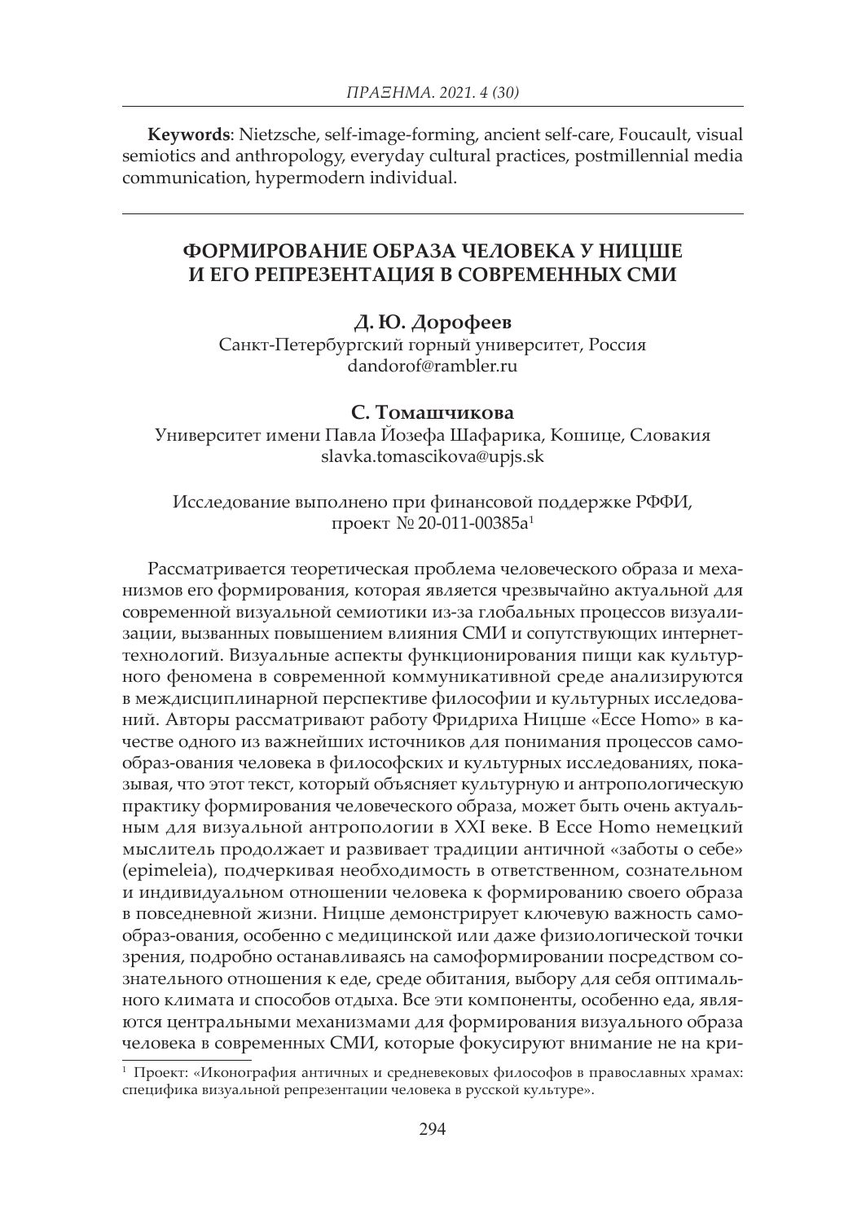**Keywords**: Nietzsche, self-image-forming, ancient self-care, Foucault, visual semiotics and anthropology, everyday cultural practices, postmillennial media communication, hypermodern individual.

---

# ФОРМИРОВАНИЕ ОБРАЗА ЧЕЛОВЕКА У НИЦШЕ И ЕГО РЕПРЕЗЕНТАЦИЯ В СОВРЕМЕННЫХ СМИ

**Д. Ю. Дорофеев**

Санкт-Петербургский горный университет, Россия
dandorof@rambler.ru

**С. Томашчикова**

Университет имени Павла Йозефа Шафарика, Кошице, Словакия
slavka.tomascikova@upjs.sk

Исследование выполнено при финансовой поддержке РФФИ, проект № 20-011-00385а[1]

Рассматривается теоретическая проблема человеческого образа и механизмов его формирования, которая является чрезвычайно актуальной для современной визуальной семиотики из-за глобальных процессов визуализации, вызванных повышением влияния СМИ и сопутствующих интернет-технологий. Визуальные аспекты функционирования пищи как культурного феномена в современной коммуникативной среде анализируются в междисциплинарной перспективе философии и культурных исследований. Авторы рассматривают работу Фридриха Ницше «Ecce Homo» в качестве одного из важнейших источников для понимания процессов само-образ-ования человека в философских и культурных исследованиях, показывая, что этот текст, который объясняет культурную и антропологическую практику формирования человеческого образа, может быть очень актуальным для визуальной антропологии в XXI веке. В Ecce Homo немецкий мыслитель продолжает и развивает традиции античной «заботы о себе» (epimeleia), подчеркивая необходимость в ответственном, сознательном и индивидуальном отношении человека к формированию своего образа в повседневной жизни. Ницше демонстрирует ключевую важность само-образ-ования, особенно с медицинской или даже физиологической точки зрения, подробно останавливаясь на самоформировании посредством сознательного отношения к еде, среде обитания, выбору для себя оптимального климата и способов отдыха. Все эти компоненты, особенно еда, являются центральными механизмами для формирования визуального образа человека в современных СМИ, которые фокусируют внимание не на кри-

[1] Проект: «Иконография античных и средневековых философов в православных храмах: специфика визуальной репрезентации человека в русской культуре».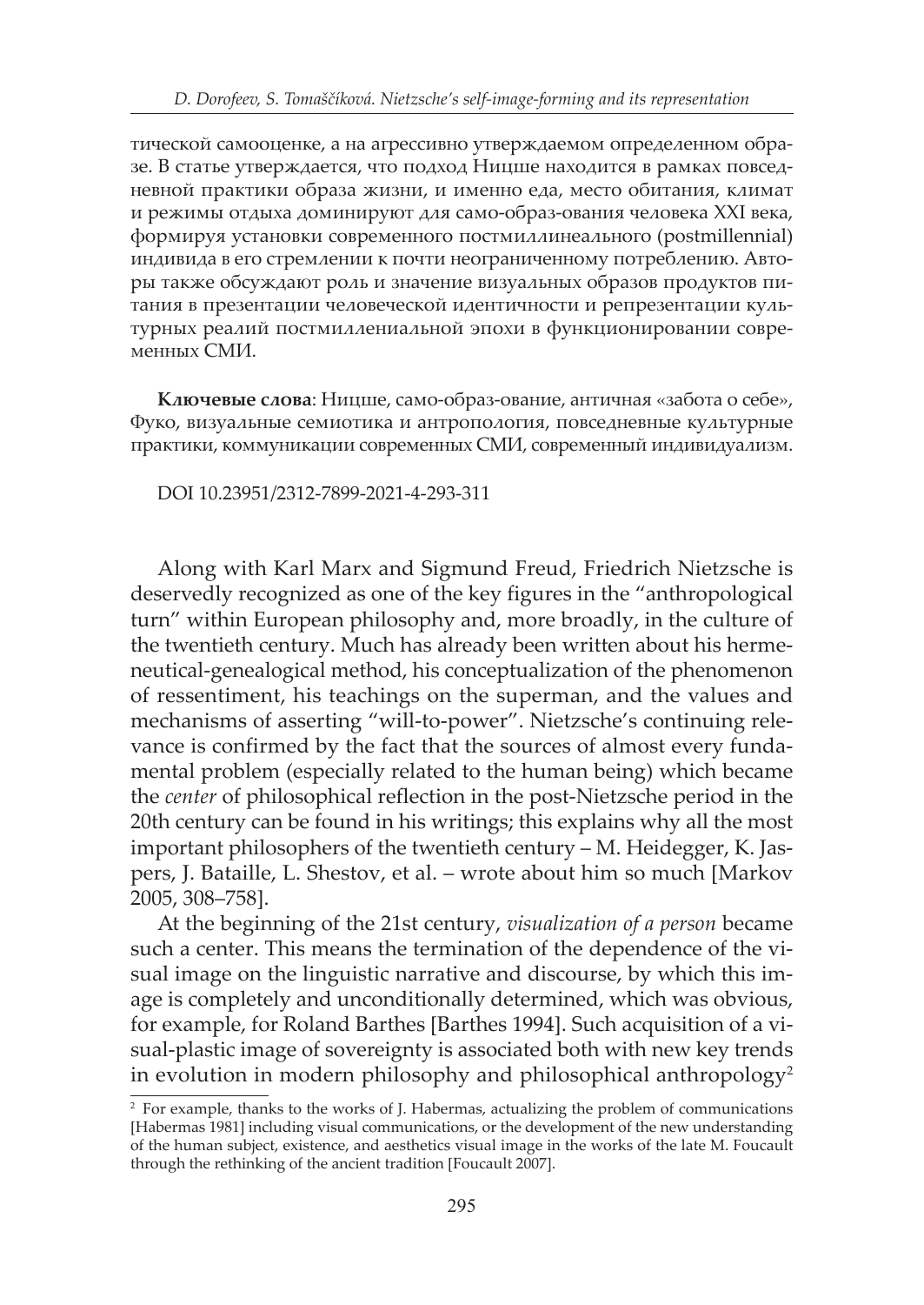тической самооценке, а на агрессивно утверждаемом определенном образе. В статье утверждается, что подход Ницше находится в рамках повседневной практики образа жизни, и именно еда, место обитания, климат и режимы отдыха доминируют для само-образ-ования человека XXI века, формируя установки современного постмиллинеального (postmillennial) индивида в его стремлении к почти неограниченному потреблению. Авторы также обсуждают роль и значение визуальных образов продуктов питания в презентации человеческой идентичности и репрезентации культурных реалий постмиллениальной эпохи в функционировании современных СМИ.

**Ключевые слова**: Ницше, само-образ-ование, античная «забота о себе», Фуко, визуальные семиотика и антропология, повседневные культурные практики, коммуникации современных СМИ, современный индивидуализм.

DOI 10.23951/2312-7899-2021-4-293-311

Along with Karl Marx and Sigmund Freud, Friedrich Nietzsche is deservedly recognized as one of the key figures in the "anthropological turn" within European philosophy and, more broadly, in the culture of the twentieth century. Much has already been written about his hermeneutical-genealogical method, his conceptualization of the phenomenon of ressentiment, his teachings on the superman, and the values and mechanisms of asserting "will-to-power". Nietzsche's continuing relevance is confirmed by the fact that the sources of almost every fundamental problem (especially related to the human being) which became the *center* of philosophical reflection in the post-Nietzsche period in the 20th century can be found in his writings; this explains why all the most important philosophers of the twentieth century – M. Heidegger, K. Jaspers, J. Bataille, L. Shestov, et al. – wrote about him so much [Markov 2005, 308–758].

At the beginning of the 21st century, *visualization of a person* became such a center. This means the termination of the dependence of the visual image on the linguistic narrative and discourse, by which this image is completely and unconditionally determined, which was obvious, for example, for Roland Barthes [Barthes 1994]. Such acquisition of a visual-plastic image of sovereignty is associated both with new key trends in evolution in modern philosophy and philosophical anthropology[2]

[2] For example, thanks to the works of J. Habermas, actualizing the problem of communications [Habermas 1981] including visual communications, or the development of the new understanding of the human subject, existence, and aesthetics visual image in the works of the late M. Foucault through the rethinking of the ancient tradition [Foucault 2007].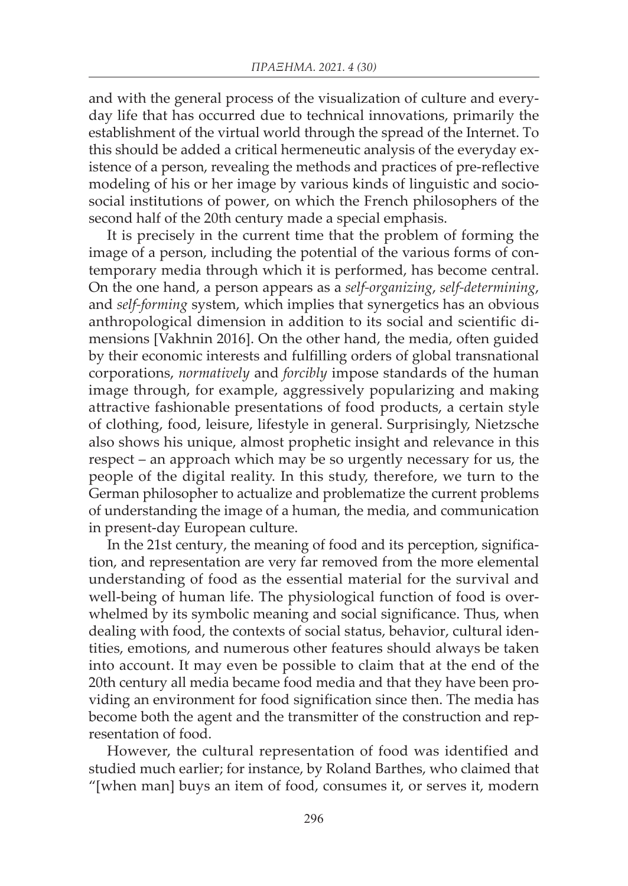and with the general process of the visualization of culture and everyday life that has occurred due to technical innovations, primarily the establishment of the virtual world through the spread of the Internet. To this should be added a critical hermeneutic analysis of the everyday existence of a person, revealing the methods and practices of pre-reflective modeling of his or her image by various kinds of linguistic and socio-social institutions of power, on which the French philosophers of the second half of the 20th century made a special emphasis.

It is precisely in the current time that the problem of forming the image of a person, including the potential of the various forms of contemporary media through which it is performed, has become central. On the one hand, a person appears as a *self-organizing*, *self-determining*, and *self-forming* system, which implies that synergetics has an obvious anthropological dimension in addition to its social and scientific dimensions [Vakhnin 2016]. On the other hand, the media, often guided by their economic interests and fulfilling orders of global transnational corporations, *normatively* and *forcibly* impose standards of the human image through, for example, aggressively popularizing and making attractive fashionable presentations of food products, a certain style of clothing, food, leisure, lifestyle in general. Surprisingly, Nietzsche also shows his unique, almost prophetic insight and relevance in this respect – an approach which may be so urgently necessary for us, the people of the digital reality. In this study, therefore, we turn to the German philosopher to actualize and problematize the current problems of understanding the image of a human, the media, and communication in present-day European culture.

In the 21st century, the meaning of food and its perception, signification, and representation are very far removed from the more elemental understanding of food as the essential material for the survival and well-being of human life. The physiological function of food is overwhelmed by its symbolic meaning and social significance. Thus, when dealing with food, the contexts of social status, behavior, cultural identities, emotions, and numerous other features should always be taken into account. It may even be possible to claim that at the end of the 20th century all media became food media and that they have been providing an environment for food signification since then. The media has become both the agent and the transmitter of the construction and representation of food.

However, the cultural representation of food was identified and studied much earlier; for instance, by Roland Barthes, who claimed that "[when man] buys an item of food, consumes it, or serves it, modern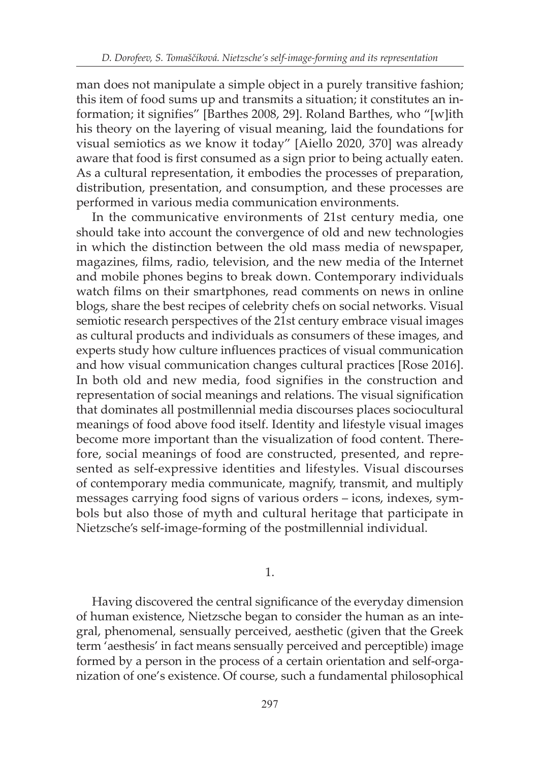man does not manipulate a simple object in a purely transitive fashion; this item of food sums up and transmits a situation; it constitutes an information; it signifies" [Barthes 2008, 29]. Roland Barthes, who "[w]ith his theory on the layering of visual meaning, laid the foundations for visual semiotics as we know it today" [Aiello 2020, 370] was already aware that food is first consumed as a sign prior to being actually eaten. As a cultural representation, it embodies the processes of preparation, distribution, presentation, and consumption, and these processes are performed in various media communication environments.

In the communicative environments of 21st century media, one should take into account the convergence of old and new technologies in which the distinction between the old mass media of newspaper, magazines, films, radio, television, and the new media of the Internet and mobile phones begins to break down. Contemporary individuals watch films on their smartphones, read comments on news in online blogs, share the best recipes of celebrity chefs on social networks. Visual semiotic research perspectives of the 21st century embrace visual images as cultural products and individuals as consumers of these images, and experts study how culture influences practices of visual communication and how visual communication changes cultural practices [Rose 2016]. In both old and new media, food signifies in the construction and representation of social meanings and relations. The visual signification that dominates all postmillennial media discourses places sociocultural meanings of food above food itself. Identity and lifestyle visual images become more important than the visualization of food content. Therefore, social meanings of food are constructed, presented, and represented as self-expressive identities and lifestyles. Visual discourses of contemporary media communicate, magnify, transmit, and multiply messages carrying food signs of various orders – icons, indexes, symbols but also those of myth and cultural heritage that participate in Nietzsche's self-image-forming of the postmillennial individual.

## 1.

Having discovered the central significance of the everyday dimension of human existence, Nietzsche began to consider the human as an integral, phenomenal, sensually perceived, aesthetic (given that the Greek term 'aesthesis' in fact means sensually perceived and perceptible) image formed by a person in the process of a certain orientation and self-organization of one's existence. Of course, such a fundamental philosophical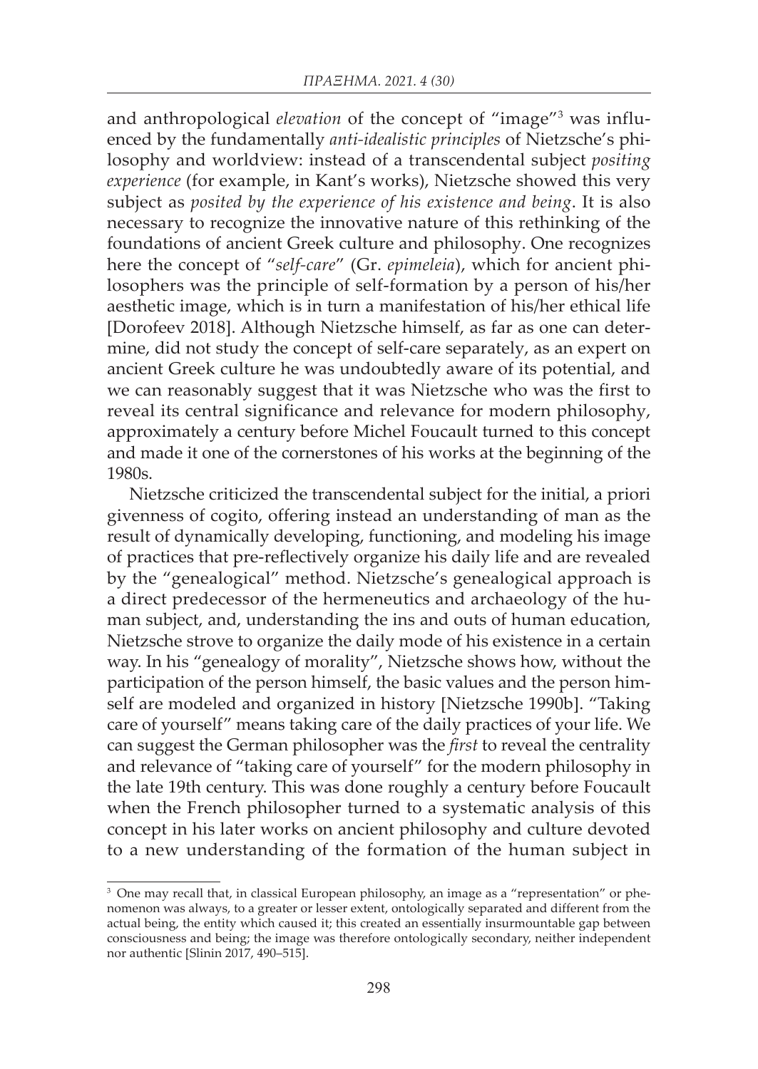and anthropological *elevation* of the concept of "image"[3] was influenced by the fundamentally *anti-idealistic principles* of Nietzsche's philosophy and worldview: instead of a transcendental subject *positing experience* (for example, in Kant's works), Nietzsche showed this very subject as *posited by the experience of his existence and being*. It is also necessary to recognize the innovative nature of this rethinking of the foundations of ancient Greek culture and philosophy. One recognizes here the concept of "*self-care*" (Gr. *epimeleia*), which for ancient philosophers was the principle of self-formation by a person of his/her aesthetic image, which is in turn a manifestation of his/her ethical life [Dorofeev 2018]. Although Nietzsche himself, as far as one can determine, did not study the concept of self-care separately, as an expert on ancient Greek culture he was undoubtedly aware of its potential, and we can reasonably suggest that it was Nietzsche who was the first to reveal its central significance and relevance for modern philosophy, approximately a century before Michel Foucault turned to this concept and made it one of the cornerstones of his works at the beginning of the 1980s.

Nietzsche criticized the transcendental subject for the initial, a priori givenness of cogito, offering instead an understanding of man as the result of dynamically developing, functioning, and modeling his image of practices that pre-reflectively organize his daily life and are revealed by the "genealogical" method. Nietzsche's genealogical approach is a direct predecessor of the hermeneutics and archaeology of the human subject, and, understanding the ins and outs of human education, Nietzsche strove to organize the daily mode of his existence in a certain way. In his "genealogy of morality", Nietzsche shows how, without the participation of the person himself, the basic values and the person himself are modeled and organized in history [Nietzsche 1990b]. "Taking care of yourself" means taking care of the daily practices of your life. We can suggest the German philosopher was the *first* to reveal the centrality and relevance of "taking care of yourself" for the modern philosophy in the late 19th century. This was done roughly a century before Foucault when the French philosopher turned to a systematic analysis of this concept in his later works on ancient philosophy and culture devoted to a new understanding of the formation of the human subject in

[3] One may recall that, in classical European philosophy, an image as a "representation" or phenomenon was always, to a greater or lesser extent, ontologically separated and different from the actual being, the entity which caused it; this created an essentially insurmountable gap between consciousness and being; the image was therefore ontologically secondary, neither independent nor authentic [Slinin 2017, 490–515].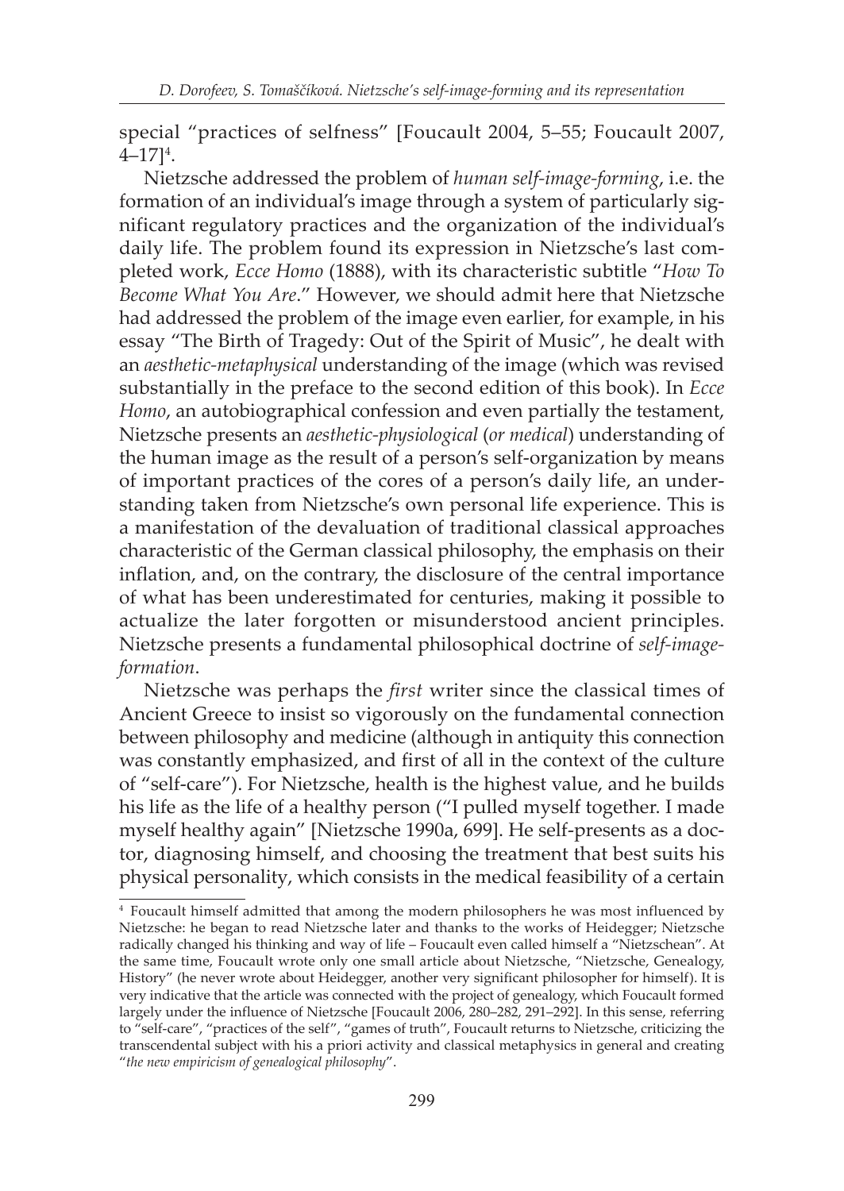special "practices of selfness" [Foucault 2004, 5–55; Foucault 2007, 4–17][4].

Nietzsche addressed the problem of *human self-image-forming*, i.e. the formation of an individual's image through a system of particularly significant regulatory practices and the organization of the individual's daily life. The problem found its expression in Nietzsche's last completed work, *Ecce Homo* (1888), with its characteristic subtitle "*How To Become What You Are*." However, we should admit here that Nietzsche had addressed the problem of the image even earlier, for example, in his essay "The Birth of Tragedy: Out of the Spirit of Music", he dealt with an *aesthetic-metaphysical* understanding of the image (which was revised substantially in the preface to the second edition of this book). In *Ecce Homo*, an autobiographical confession and even partially the testament, Nietzsche presents an *aesthetic-physiological* (*or medical*) understanding of the human image as the result of a person's self-organization by means of important practices of the cores of a person's daily life, an understanding taken from Nietzsche's own personal life experience. This is a manifestation of the devaluation of traditional classical approaches characteristic of the German classical philosophy, the emphasis on their inflation, and, on the contrary, the disclosure of the central importance of what has been underestimated for centuries, making it possible to actualize the later forgotten or misunderstood ancient principles. Nietzsche presents a fundamental philosophical doctrine of *self-image-formation*.

Nietzsche was perhaps the *first* writer since the classical times of Ancient Greece to insist so vigorously on the fundamental connection between philosophy and medicine (although in antiquity this connection was constantly emphasized, and first of all in the context of the culture of "self-care"). For Nietzsche, health is the highest value, and he builds his life as the life of a healthy person ("I pulled myself together. I made myself healthy again" [Nietzsche 1990a, 699]. He self-presents as a doctor, diagnosing himself, and choosing the treatment that best suits his physical personality, which consists in the medical feasibility of a certain

[4] Foucault himself admitted that among the modern philosophers he was most influenced by Nietzsche: he began to read Nietzsche later and thanks to the works of Heidegger; Nietzsche radically changed his thinking and way of life – Foucault even called himself a "Nietzschean". At the same time, Foucault wrote only one small article about Nietzsche, "Nietzsche, Genealogy, History" (he never wrote about Heidegger, another very significant philosopher for himself). It is very indicative that the article was connected with the project of genealogy, which Foucault formed largely under the influence of Nietzsche [Foucault 2006, 280–282, 291–292]. In this sense, referring to "self-care", "practices of the self", "games of truth", Foucault returns to Nietzsche, criticizing the transcendental subject with his a priori activity and classical metaphysics in general and creating "*the new empiricism of genealogical philosophy*".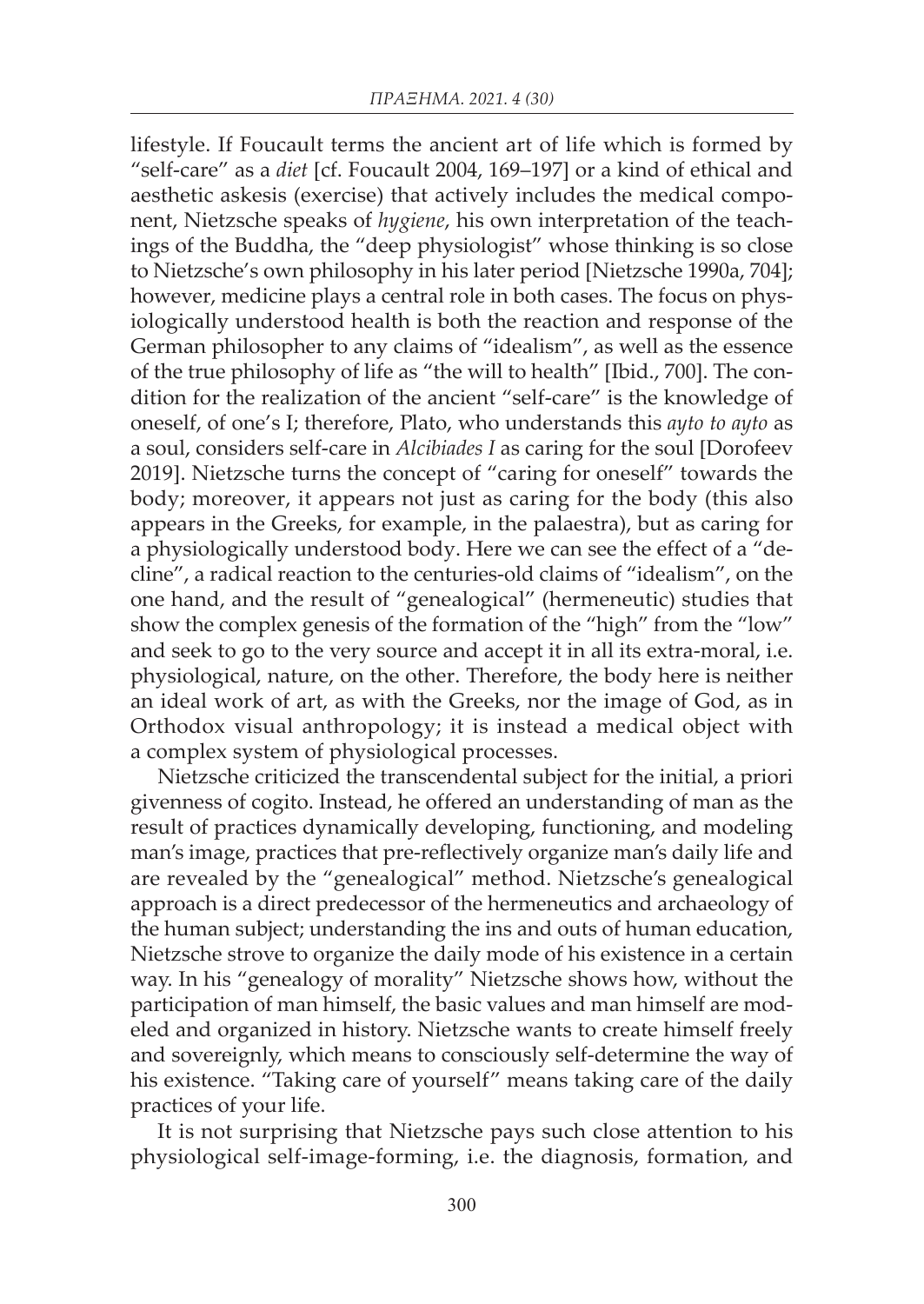lifestyle. If Foucault terms the ancient art of life which is formed by "self-care" as a *diet* [cf. Foucault 2004, 169–197] or a kind of ethical and aesthetic askesis (exercise) that actively includes the medical component, Nietzsche speaks of *hygiene*, his own interpretation of the teachings of the Buddha, the "deep physiologist" whose thinking is so close to Nietzsche's own philosophy in his later period [Nietzsche 1990a, 704]; however, medicine plays a central role in both cases. The focus on physiologically understood health is both the reaction and response of the German philosopher to any claims of "idealism", as well as the essence of the true philosophy of life as "the will to health" [Ibid., 700]. The condition for the realization of the ancient "self-care" is the knowledge of oneself, of one's I; therefore, Plato, who understands this *ayto to ayto* as a soul, considers self-care in *Alcibiades I* as caring for the soul [Dorofeev 2019]. Nietzsche turns the concept of "caring for oneself" towards the body; moreover, it appears not just as caring for the body (this also appears in the Greeks, for example, in the palaestra), but as caring for a physiologically understood body. Here we can see the effect of a "decline", a radical reaction to the centuries-old claims of "idealism", on the one hand, and the result of "genealogical" (hermeneutic) studies that show the complex genesis of the formation of the "high" from the "low" and seek to go to the very source and accept it in all its extra-moral, i.e. physiological, nature, on the other. Therefore, the body here is neither an ideal work of art, as with the Greeks, nor the image of God, as in Orthodox visual anthropology; it is instead a medical object with a complex system of physiological processes.

Nietzsche criticized the transcendental subject for the initial, a priori givenness of cogito. Instead, he offered an understanding of man as the result of practices dynamically developing, functioning, and modeling man's image, practices that pre-reflectively organize man's daily life and are revealed by the "genealogical" method. Nietzsche's genealogical approach is a direct predecessor of the hermeneutics and archaeology of the human subject; understanding the ins and outs of human education, Nietzsche strove to organize the daily mode of his existence in a certain way. In his "genealogy of morality" Nietzsche shows how, without the participation of man himself, the basic values and man himself are modeled and organized in history. Nietzsche wants to create himself freely and sovereignly, which means to consciously self-determine the way of his existence. "Taking care of yourself" means taking care of the daily practices of your life.

It is not surprising that Nietzsche pays such close attention to his physiological self-image-forming, i.e. the diagnosis, formation, and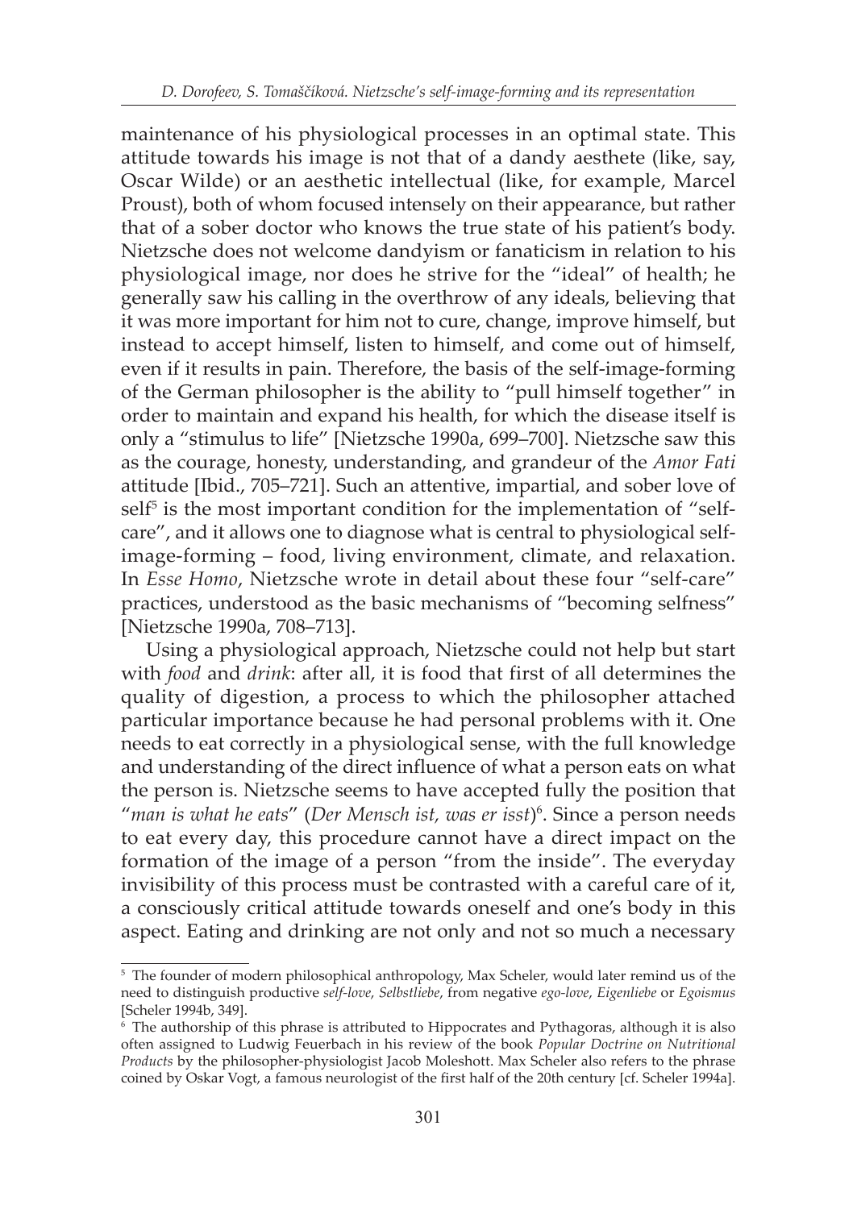maintenance of his physiological processes in an optimal state. This attitude towards his image is not that of a dandy aesthete (like, say, Oscar Wilde) or an aesthetic intellectual (like, for example, Marcel Proust), both of whom focused intensely on their appearance, but rather that of a sober doctor who knows the true state of his patient's body. Nietzsche does not welcome dandyism or fanaticism in relation to his physiological image, nor does he strive for the "ideal" of health; he generally saw his calling in the overthrow of any ideals, believing that it was more important for him not to cure, change, improve himself, but instead to accept himself, listen to himself, and come out of himself, even if it results in pain. Therefore, the basis of the self-image-forming of the German philosopher is the ability to "pull himself together" in order to maintain and expand his health, for which the disease itself is only a "stimulus to life" [Nietzsche 1990a, 699–700]. Nietzsche saw this as the courage, honesty, understanding, and grandeur of the *Amor Fati* attitude [Ibid., 705–721]. Such an attentive, impartial, and sober love of self[5] is the most important condition for the implementation of "self-care", and it allows one to diagnose what is central to physiological self-image-forming – food, living environment, climate, and relaxation. In *Esse Homo*, Nietzsche wrote in detail about these four "self-care" practices, understood as the basic mechanisms of "becoming selfness" [Nietzsche 1990a, 708–713].

Using a physiological approach, Nietzsche could not help but start with *food* and *drink*: after all, it is food that first of all determines the quality of digestion, a process to which the philosopher attached particular importance because he had personal problems with it. One needs to eat correctly in a physiological sense, with the full knowledge and understanding of the direct influence of what a person eats on what the person is. Nietzsche seems to have accepted fully the position that "*man is what he eats*" (*Der Mensch ist, was er isst*)[6]. Since a person needs to eat every day, this procedure cannot have a direct impact on the formation of the image of a person "from the inside". The everyday invisibility of this process must be contrasted with a careful care of it, a consciously critical attitude towards oneself and one's body in this aspect. Eating and drinking are not only and not so much a necessary

---

[5] The founder of modern philosophical anthropology, Max Scheler, would later remind us of the need to distinguish productive *self-love*, *Selbstliebe*, from negative *ego-love*, *Eigenliebe* or *Egoismus* [Scheler 1994b, 349].

[6] The authorship of this phrase is attributed to Hippocrates and Pythagoras, although it is also often assigned to Ludwig Feuerbach in his review of the book *Popular Doctrine on Nutritional Products* by the philosopher-physiologist Jacob Moleshott. Max Scheler also refers to the phrase coined by Oskar Vogt, a famous neurologist of the first half of the 20th century [cf. Scheler 1994a].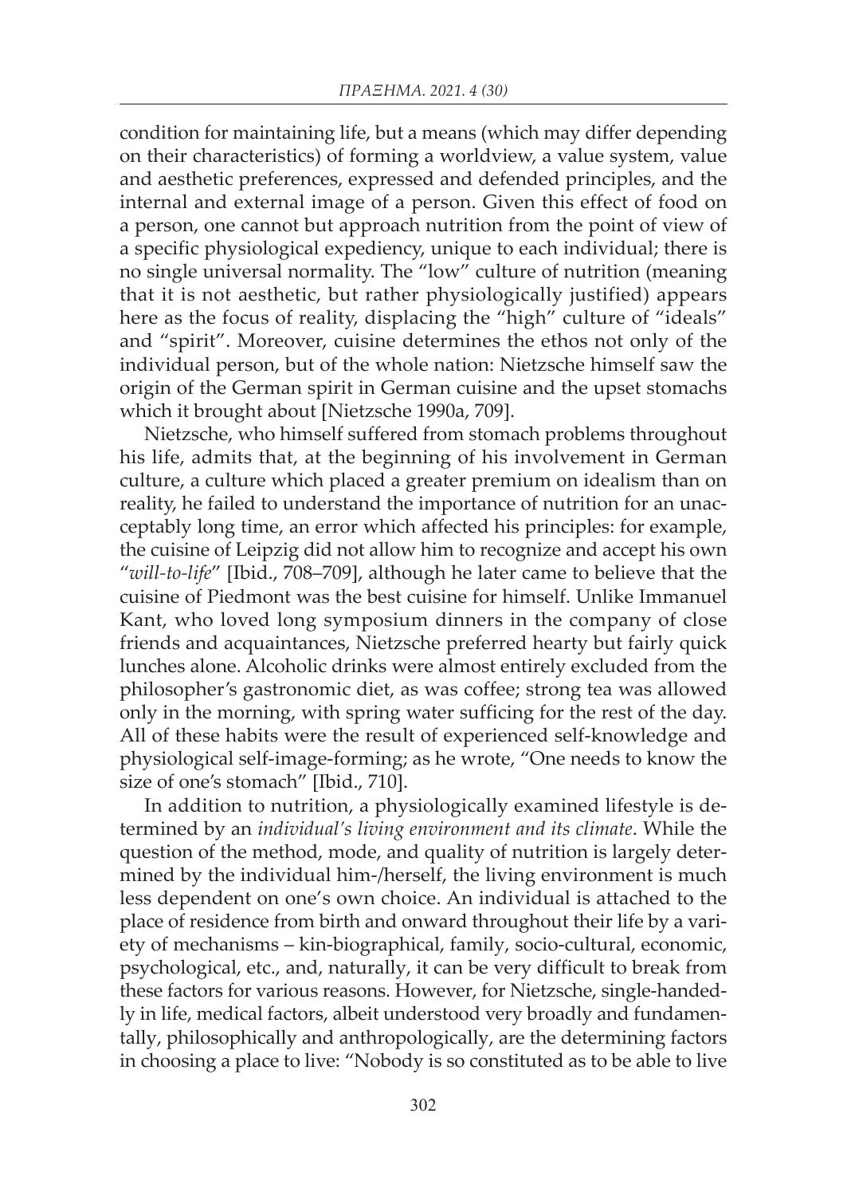condition for maintaining life, but a means (which may differ depending on their characteristics) of forming a worldview, a value system, value and aesthetic preferences, expressed and defended principles, and the internal and external image of a person. Given this effect of food on a person, one cannot but approach nutrition from the point of view of a specific physiological expediency, unique to each individual; there is no single universal normality. The "low" culture of nutrition (meaning that it is not aesthetic, but rather physiologically justified) appears here as the focus of reality, displacing the "high" culture of "ideals" and "spirit". Moreover, cuisine determines the ethos not only of the individual person, but of the whole nation: Nietzsche himself saw the origin of the German spirit in German cuisine and the upset stomachs which it brought about [Nietzsche 1990a, 709].

Nietzsche, who himself suffered from stomach problems throughout his life, admits that, at the beginning of his involvement in German culture, a culture which placed a greater premium on idealism than on reality, he failed to understand the importance of nutrition for an unacceptably long time, an error which affected his principles: for example, the cuisine of Leipzig did not allow him to recognize and accept his own "*will-to-life*" [Ibid., 708–709], although he later came to believe that the cuisine of Piedmont was the best cuisine for himself. Unlike Immanuel Kant, who loved long symposium dinners in the company of close friends and acquaintances, Nietzsche preferred hearty but fairly quick lunches alone. Alcoholic drinks were almost entirely excluded from the philosopher's gastronomic diet, as was coffee; strong tea was allowed only in the morning, with spring water sufficing for the rest of the day. All of these habits were the result of experienced self-knowledge and physiological self-image-forming; as he wrote, "One needs to know the size of one's stomach" [Ibid., 710].

In addition to nutrition, a physiologically examined lifestyle is determined by an *individual's living environment and its climate*. While the question of the method, mode, and quality of nutrition is largely determined by the individual him-/herself, the living environment is much less dependent on one's own choice. An individual is attached to the place of residence from birth and onward throughout their life by a variety of mechanisms – kin-biographical, family, socio-cultural, economic, psychological, etc., and, naturally, it can be very difficult to break from these factors for various reasons. However, for Nietzsche, single-handedly in life, medical factors, albeit understood very broadly and fundamentally, philosophically and anthropologically, are the determining factors in choosing a place to live: "Nobody is so constituted as to be able to live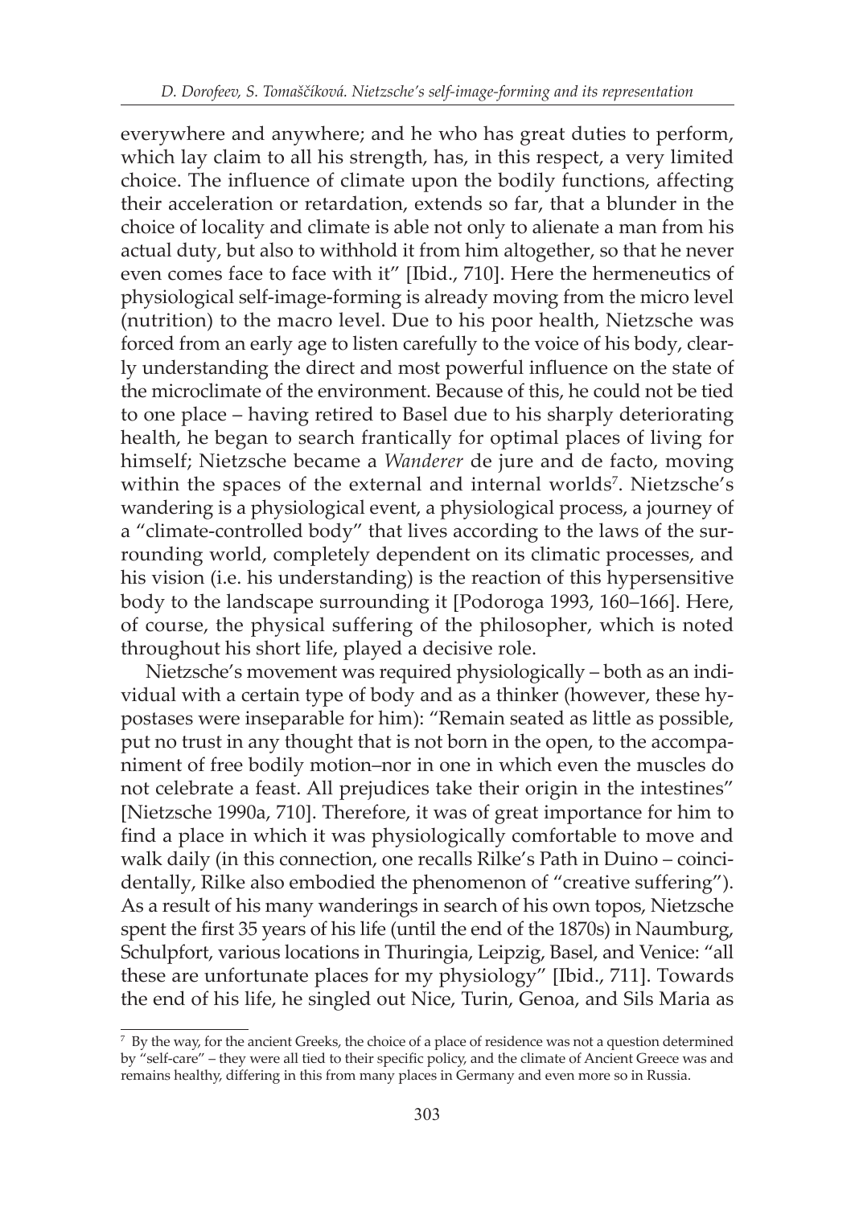everywhere and anywhere; and he who has great duties to perform, which lay claim to all his strength, has, in this respect, a very limited choice. The influence of climate upon the bodily functions, affecting their acceleration or retardation, extends so far, that a blunder in the choice of locality and climate is able not only to alienate a man from his actual duty, but also to withhold it from him altogether, so that he never even comes face to face with it" [Ibid., 710]. Here the hermeneutics of physiological self-image-forming is already moving from the micro level (nutrition) to the macro level. Due to his poor health, Nietzsche was forced from an early age to listen carefully to the voice of his body, clearly understanding the direct and most powerful influence on the state of the microclimate of the environment. Because of this, he could not be tied to one place – having retired to Basel due to his sharply deteriorating health, he began to search frantically for optimal places of living for himself; Nietzsche became a *Wanderer* de jure and de facto, moving within the spaces of the external and internal worlds[7]. Nietzsche's wandering is a physiological event, a physiological process, a journey of a "climate-controlled body" that lives according to the laws of the surrounding world, completely dependent on its climatic processes, and his vision (i.e. his understanding) is the reaction of this hypersensitive body to the landscape surrounding it [Podoroga 1993, 160–166]. Here, of course, the physical suffering of the philosopher, which is noted throughout his short life, played a decisive role.

Nietzsche's movement was required physiologically – both as an individual with a certain type of body and as a thinker (however, these hypostases were inseparable for him): "Remain seated as little as possible, put no trust in any thought that is not born in the open, to the accompaniment of free bodily motion–nor in one in which even the muscles do not celebrate a feast. All prejudices take their origin in the intestines" [Nietzsche 1990a, 710]. Therefore, it was of great importance for him to find a place in which it was physiologically comfortable to move and walk daily (in this connection, one recalls Rilke's Path in Duino – coincidentally, Rilke also embodied the phenomenon of "creative suffering"). As a result of his many wanderings in search of his own topos, Nietzsche spent the first 35 years of his life (until the end of the 1870s) in Naumburg, Schulpfort, various locations in Thuringia, Leipzig, Basel, and Venice: "all these are unfortunate places for my physiology" [Ibid., 711]. Towards the end of his life, he singled out Nice, Turin, Genoa, and Sils Maria as

---

[7] By the way, for the ancient Greeks, the choice of a place of residence was not a question determined by "self-care" – they were all tied to their specific policy, and the climate of Ancient Greece was and remains healthy, differing in this from many places in Germany and even more so in Russia.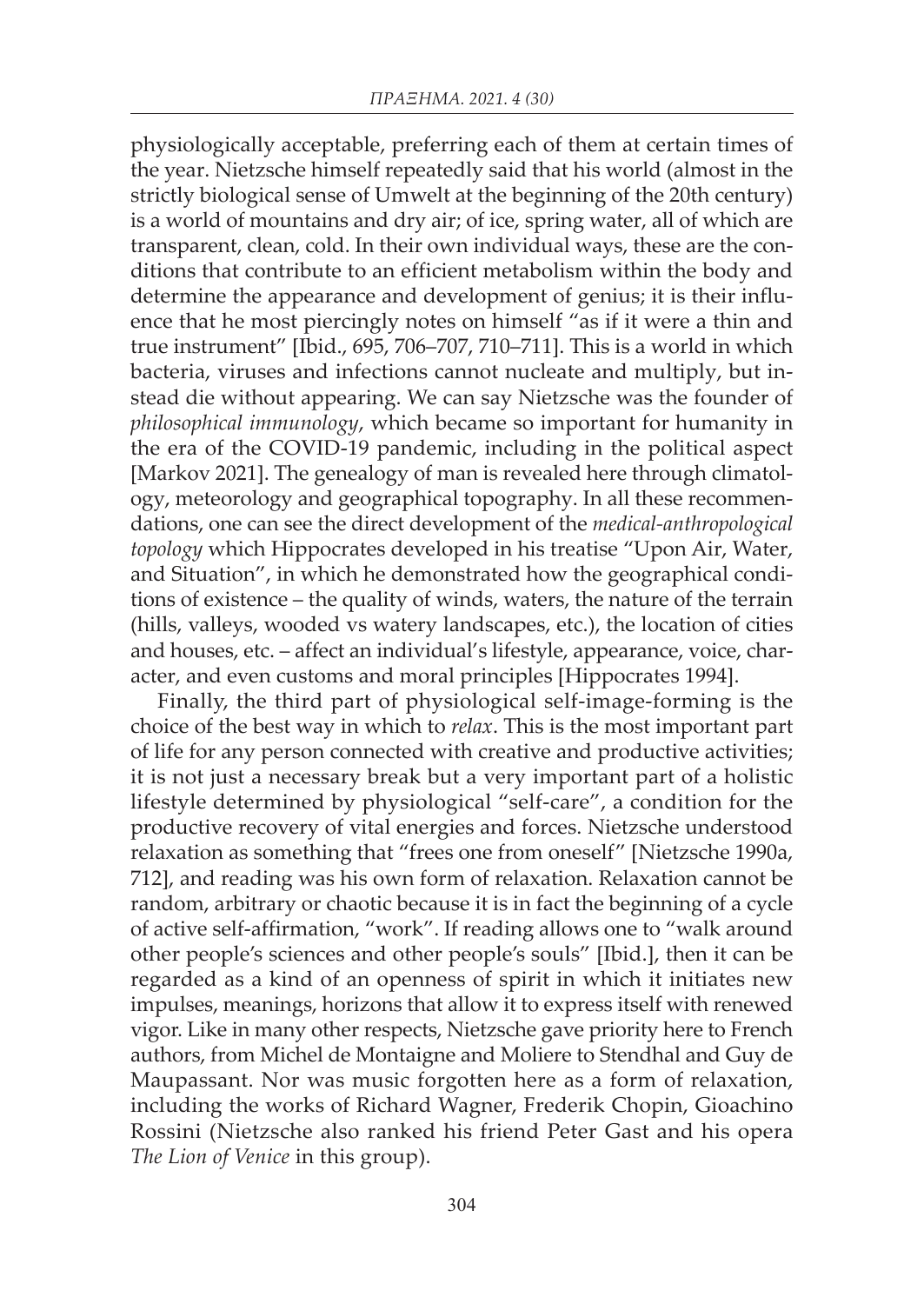physiologically acceptable, preferring each of them at certain times of the year. Nietzsche himself repeatedly said that his world (almost in the strictly biological sense of Umwelt at the beginning of the 20th century) is a world of mountains and dry air; of ice, spring water, all of which are transparent, clean, cold. In their own individual ways, these are the conditions that contribute to an efficient metabolism within the body and determine the appearance and development of genius; it is their influence that he most piercingly notes on himself "as if it were a thin and true instrument" [Ibid., 695, 706–707, 710–711]. This is a world in which bacteria, viruses and infections cannot nucleate and multiply, but instead die without appearing. We can say Nietzsche was the founder of *philosophical immunology*, which became so important for humanity in the era of the COVID-19 pandemic, including in the political aspect [Markov 2021]. The genealogy of man is revealed here through climatology, meteorology and geographical topography. In all these recommendations, one can see the direct development of the *medical-anthropological topology* which Hippocrates developed in his treatise "Upon Air, Water, and Situation", in which he demonstrated how the geographical conditions of existence – the quality of winds, waters, the nature of the terrain (hills, valleys, wooded vs watery landscapes, etc.), the location of cities and houses, etc. – affect an individual's lifestyle, appearance, voice, character, and even customs and moral principles [Hippocrates 1994].

Finally, the third part of physiological self-image-forming is the choice of the best way in which to *relax*. This is the most important part of life for any person connected with creative and productive activities; it is not just a necessary break but a very important part of a holistic lifestyle determined by physiological "self-care", a condition for the productive recovery of vital energies and forces. Nietzsche understood relaxation as something that "frees one from oneself" [Nietzsche 1990a, 712], and reading was his own form of relaxation. Relaxation cannot be random, arbitrary or chaotic because it is in fact the beginning of a cycle of active self-affirmation, "work". If reading allows one to "walk around other people's sciences and other people's souls" [Ibid.], then it can be regarded as a kind of an openness of spirit in which it initiates new impulses, meanings, horizons that allow it to express itself with renewed vigor. Like in many other respects, Nietzsche gave priority here to French authors, from Michel de Montaigne and Moliere to Stendhal and Guy de Maupassant. Nor was music forgotten here as a form of relaxation, including the works of Richard Wagner, Frederik Chopin, Gioachino Rossini (Nietzsche also ranked his friend Peter Gast and his opera *The Lion of Venice* in this group).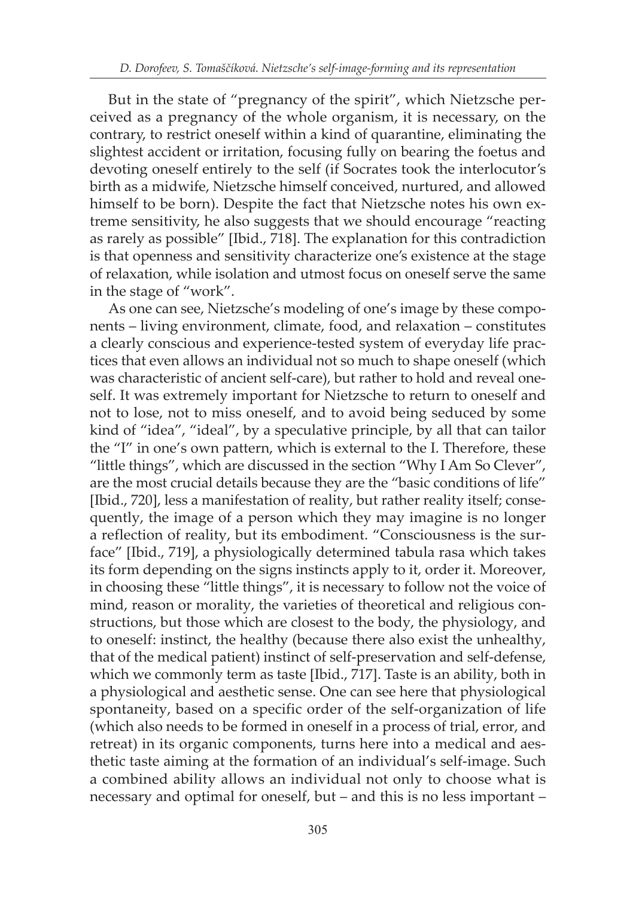But in the state of "pregnancy of the spirit", which Nietzsche perceived as a pregnancy of the whole organism, it is necessary, on the contrary, to restrict oneself within a kind of quarantine, eliminating the slightest accident or irritation, focusing fully on bearing the foetus and devoting oneself entirely to the self (if Socrates took the interlocutor's birth as a midwife, Nietzsche himself conceived, nurtured, and allowed himself to be born). Despite the fact that Nietzsche notes his own extreme sensitivity, he also suggests that we should encourage "reacting as rarely as possible" [Ibid., 718]. The explanation for this contradiction is that openness and sensitivity characterize one's existence at the stage of relaxation, while isolation and utmost focus on oneself serve the same in the stage of "work".

As one can see, Nietzsche's modeling of one's image by these components – living environment, climate, food, and relaxation – constitutes a clearly conscious and experience-tested system of everyday life practices that even allows an individual not so much to shape oneself (which was characteristic of ancient self-care), but rather to hold and reveal oneself. It was extremely important for Nietzsche to return to oneself and not to lose, not to miss oneself, and to avoid being seduced by some kind of "idea", "ideal", by a speculative principle, by all that can tailor the "I" in one's own pattern, which is external to the I. Therefore, these "little things", which are discussed in the section "Why I Am So Clever", are the most crucial details because they are the "basic conditions of life" [Ibid., 720], less a manifestation of reality, but rather reality itself; consequently, the image of a person which they may imagine is no longer a reflection of reality, but its embodiment. "Consciousness is the surface" [Ibid., 719], a physiologically determined tabula rasa which takes its form depending on the signs instincts apply to it, order it. Moreover, in choosing these "little things", it is necessary to follow not the voice of mind, reason or morality, the varieties of theoretical and religious constructions, but those which are closest to the body, the physiology, and to oneself: instinct, the healthy (because there also exist the unhealthy, that of the medical patient) instinct of self-preservation and self-defense, which we commonly term as taste [Ibid., 717]. Taste is an ability, both in a physiological and aesthetic sense. One can see here that physiological spontaneity, based on a specific order of the self-organization of life (which also needs to be formed in oneself in a process of trial, error, and retreat) in its organic components, turns here into a medical and aesthetic taste aiming at the formation of an individual's self-image. Such a combined ability allows an individual not only to choose what is necessary and optimal for oneself, but – and this is no less important –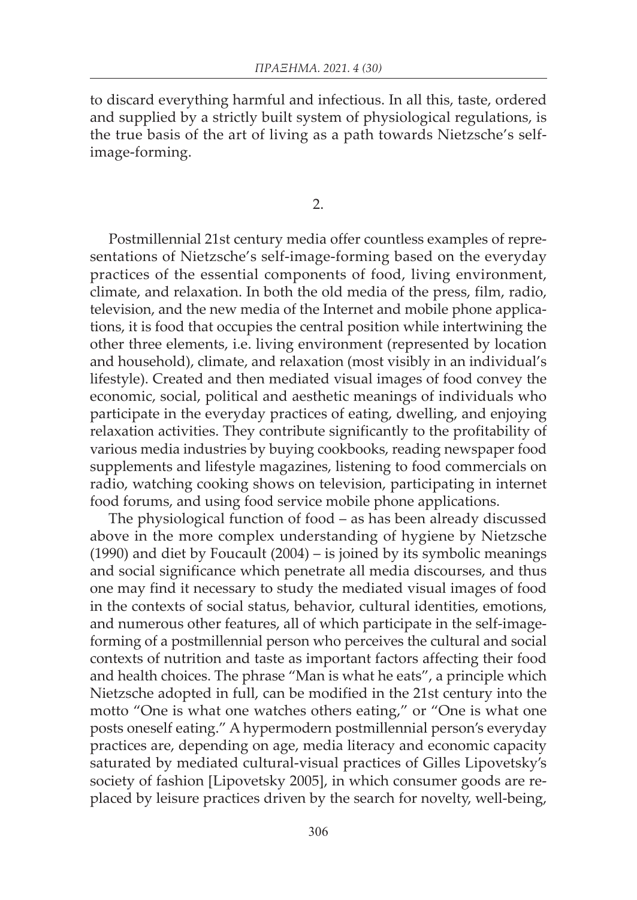to discard everything harmful and infectious. In all this, taste, ordered and supplied by a strictly built system of physiological regulations, is the true basis of the art of living as a path towards Nietzsche's self-image-forming.

2.

Postmillennial 21st century media offer countless examples of representations of Nietzsche's self-image-forming based on the everyday practices of the essential components of food, living environment, climate, and relaxation. In both the old media of the press, film, radio, television, and the new media of the Internet and mobile phone applications, it is food that occupies the central position while intertwining the other three elements, i.e. living environment (represented by location and household), climate, and relaxation (most visibly in an individual's lifestyle). Created and then mediated visual images of food convey the economic, social, political and aesthetic meanings of individuals who participate in the everyday practices of eating, dwelling, and enjoying relaxation activities. They contribute significantly to the profitability of various media industries by buying cookbooks, reading newspaper food supplements and lifestyle magazines, listening to food commercials on radio, watching cooking shows on television, participating in internet food forums, and using food service mobile phone applications.

The physiological function of food – as has been already discussed above in the more complex understanding of hygiene by Nietzsche (1990) and diet by Foucault (2004) – is joined by its symbolic meanings and social significance which penetrate all media discourses, and thus one may find it necessary to study the mediated visual images of food in the contexts of social status, behavior, cultural identities, emotions, and numerous other features, all of which participate in the self-image-forming of a postmillennial person who perceives the cultural and social contexts of nutrition and taste as important factors affecting their food and health choices. The phrase "Man is what he eats", a principle which Nietzsche adopted in full, can be modified in the 21st century into the motto "One is what one watches others eating," or "One is what one posts oneself eating." A hypermodern postmillennial person's everyday practices are, depending on age, media literacy and economic capacity saturated by mediated cultural-visual practices of Gilles Lipovetsky's society of fashion [Lipovetsky 2005], in which consumer goods are replaced by leisure practices driven by the search for novelty, well-being,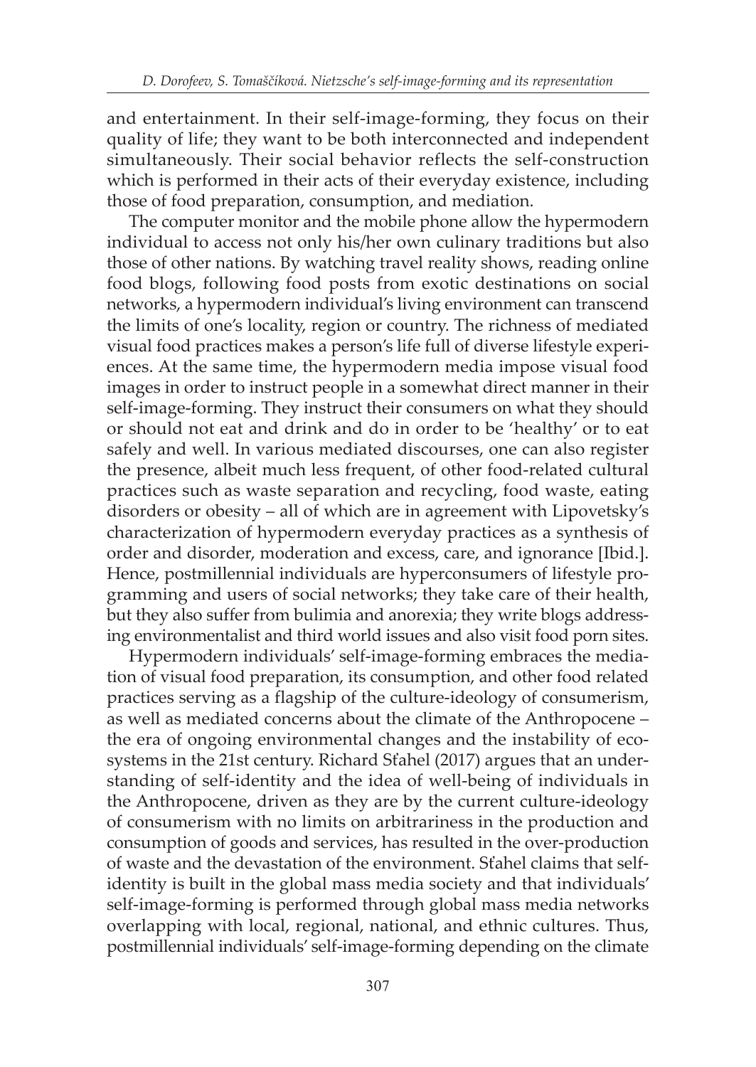and entertainment. In their self-image-forming, they focus on their quality of life; they want to be both interconnected and independent simultaneously. Their social behavior reflects the self-construction which is performed in their acts of their everyday existence, including those of food preparation, consumption, and mediation.

The computer monitor and the mobile phone allow the hypermodern individual to access not only his/her own culinary traditions but also those of other nations. By watching travel reality shows, reading online food blogs, following food posts from exotic destinations on social networks, a hypermodern individual's living environment can transcend the limits of one's locality, region or country. The richness of mediated visual food practices makes a person's life full of diverse lifestyle experiences. At the same time, the hypermodern media impose visual food images in order to instruct people in a somewhat direct manner in their self-image-forming. They instruct their consumers on what they should or should not eat and drink and do in order to be 'healthy' or to eat safely and well. In various mediated discourses, one can also register the presence, albeit much less frequent, of other food-related cultural practices such as waste separation and recycling, food waste, eating disorders or obesity – all of which are in agreement with Lipovetsky's characterization of hypermodern everyday practices as a synthesis of order and disorder, moderation and excess, care, and ignorance [Ibid.]. Hence, postmillennial individuals are hyperconsumers of lifestyle programming and users of social networks; they take care of their health, but they also suffer from bulimia and anorexia; they write blogs addressing environmentalist and third world issues and also visit food porn sites.

Hypermodern individuals' self-image-forming embraces the mediation of visual food preparation, its consumption, and other food related practices serving as a flagship of the culture-ideology of consumerism, as well as mediated concerns about the climate of the Anthropocene – the era of ongoing environmental changes and the instability of ecosystems in the 21st century. Richard Sťahel (2017) argues that an understanding of self-identity and the idea of well-being of individuals in the Anthropocene, driven as they are by the current culture-ideology of consumerism with no limits on arbitrariness in the production and consumption of goods and services, has resulted in the over-production of waste and the devastation of the environment. Sťahel claims that self-identity is built in the global mass media society and that individuals' self-image-forming is performed through global mass media networks overlapping with local, regional, national, and ethnic cultures. Thus, postmillennial individuals' self-image-forming depending on the climate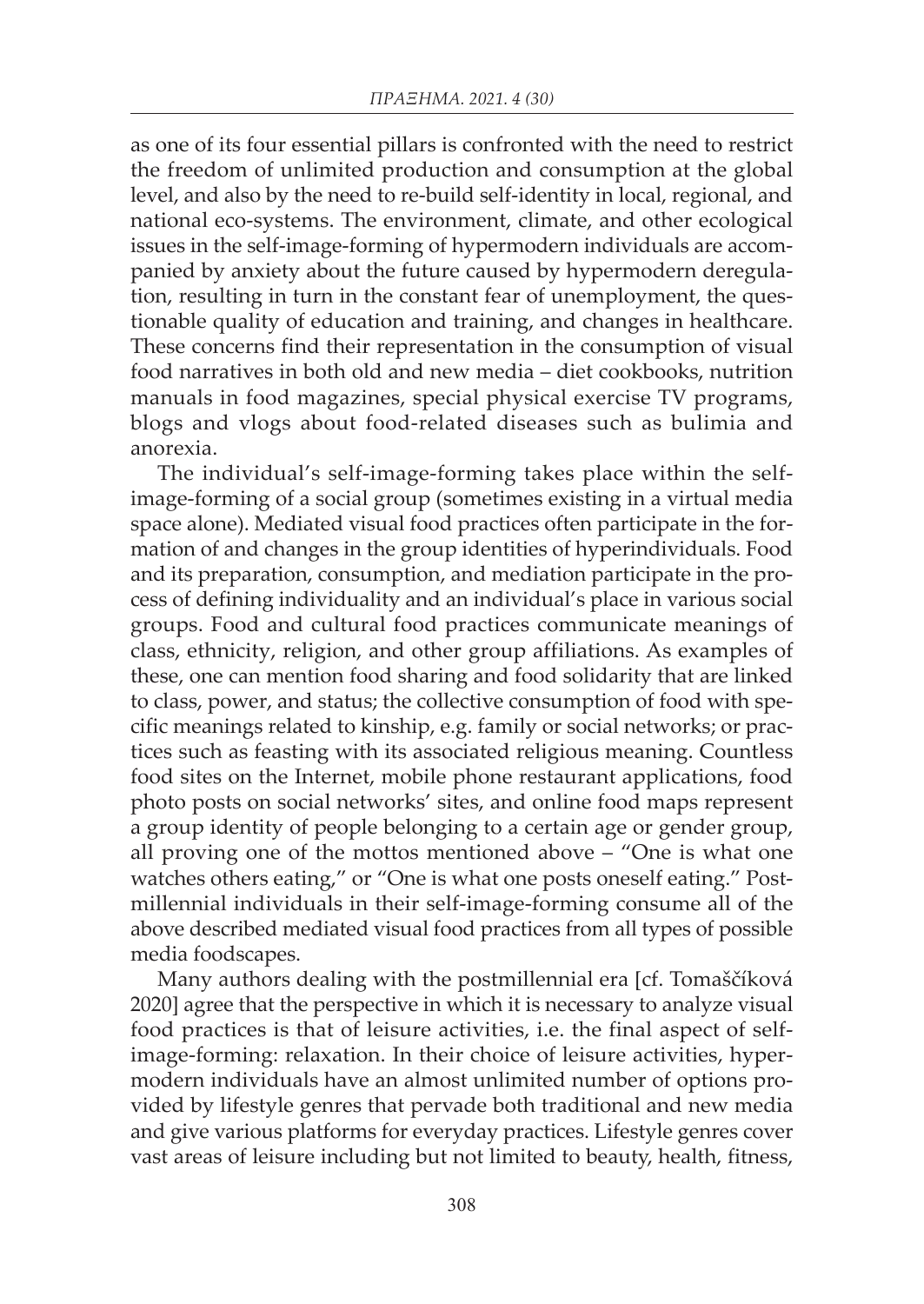as one of its four essential pillars is confronted with the need to restrict the freedom of unlimited production and consumption at the global level, and also by the need to re-build self-identity in local, regional, and national eco-systems. The environment, climate, and other ecological issues in the self-image-forming of hypermodern individuals are accompanied by anxiety about the future caused by hypermodern deregulation, resulting in turn in the constant fear of unemployment, the questionable quality of education and training, and changes in healthcare. These concerns find their representation in the consumption of visual food narratives in both old and new media – diet cookbooks, nutrition manuals in food magazines, special physical exercise TV programs, blogs and vlogs about food-related diseases such as bulimia and anorexia.

The individual's self-image-forming takes place within the self-image-forming of a social group (sometimes existing in a virtual media space alone). Mediated visual food practices often participate in the formation of and changes in the group identities of hyperindividuals. Food and its preparation, consumption, and mediation participate in the process of defining individuality and an individual's place in various social groups. Food and cultural food practices communicate meanings of class, ethnicity, religion, and other group affiliations. As examples of these, one can mention food sharing and food solidarity that are linked to class, power, and status; the collective consumption of food with specific meanings related to kinship, e.g. family or social networks; or practices such as feasting with its associated religious meaning. Countless food sites on the Internet, mobile phone restaurant applications, food photo posts on social networks' sites, and online food maps represent a group identity of people belonging to a certain age or gender group, all proving one of the mottos mentioned above – "One is what one watches others eating," or "One is what one posts oneself eating." Postmillennial individuals in their self-image-forming consume all of the above described mediated visual food practices from all types of possible media foodscapes.

Many authors dealing with the postmillennial era [cf. Tomaščíková 2020] agree that the perspective in which it is necessary to analyze visual food practices is that of leisure activities, i.e. the final aspect of self-image-forming: relaxation. In their choice of leisure activities, hypermodern individuals have an almost unlimited number of options provided by lifestyle genres that pervade both traditional and new media and give various platforms for everyday practices. Lifestyle genres cover vast areas of leisure including but not limited to beauty, health, fitness,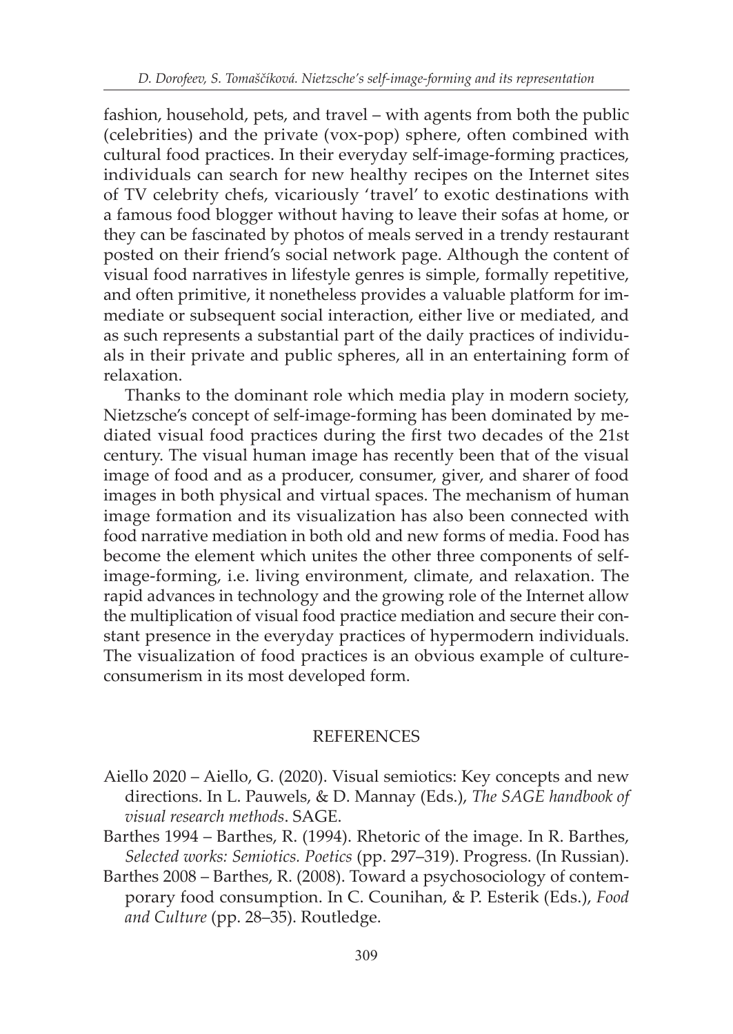fashion, household, pets, and travel – with agents from both the public (celebrities) and the private (vox-pop) sphere, often combined with cultural food practices. In their everyday self-image-forming practices, individuals can search for new healthy recipes on the Internet sites of TV celebrity chefs, vicariously 'travel' to exotic destinations with a famous food blogger without having to leave their sofas at home, or they can be fascinated by photos of meals served in a trendy restaurant posted on their friend's social network page. Although the content of visual food narratives in lifestyle genres is simple, formally repetitive, and often primitive, it nonetheless provides a valuable platform for immediate or subsequent social interaction, either live or mediated, and as such represents a substantial part of the daily practices of individuals in their private and public spheres, all in an entertaining form of relaxation.

Thanks to the dominant role which media play in modern society, Nietzsche's concept of self-image-forming has been dominated by mediated visual food practices during the first two decades of the 21st century. The visual human image has recently been that of the visual image of food and as a producer, consumer, giver, and sharer of food images in both physical and virtual spaces. The mechanism of human image formation and its visualization has also been connected with food narrative mediation in both old and new forms of media. Food has become the element which unites the other three components of self-image-forming, i.e. living environment, climate, and relaxation. The rapid advances in technology and the growing role of the Internet allow the multiplication of visual food practice mediation and secure their constant presence in the everyday practices of hypermodern individuals. The visualization of food practices is an obvious example of culture-consumerism in its most developed form.

## REFERENCES

Aiello 2020 – Aiello, G. (2020). Visual semiotics: Key concepts and new directions. In L. Pauwels, & D. Mannay (Eds.), *The SAGE handbook of visual research methods*. SAGE.

Barthes 1994 – Barthes, R. (1994). Rhetoric of the image. In R. Barthes, *Selected works: Semiotics. Poetics* (pp. 297–319). Progress. (In Russian).

Barthes 2008 – Barthes, R. (2008). Toward a psychosociology of contemporary food consumption. In C. Counihan, & P. Esterik (Eds.), *Food and Culture* (pp. 28–35). Routledge.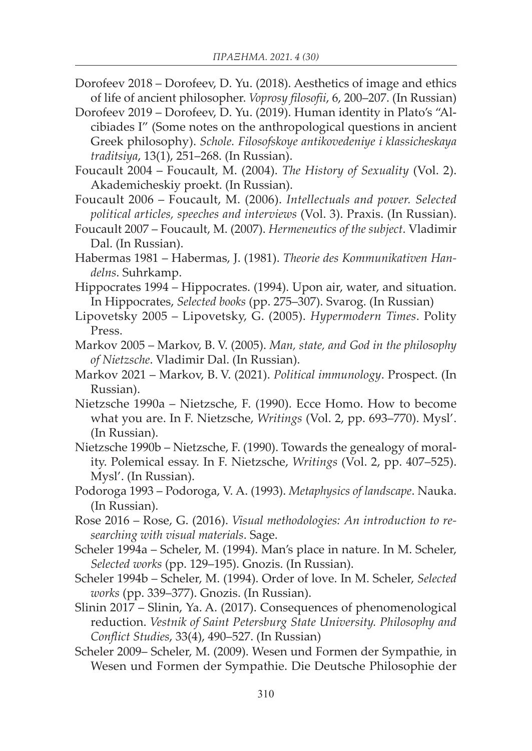Dorofeev 2018 – Dorofeev, D. Yu. (2018). Aesthetics of image and ethics of life of ancient philosopher. *Voprosy filosofii*, 6, 200–207. (In Russian)

Dorofeev 2019 – Dorofeev, D. Yu. (2019). Human identity in Plato's "Alcibiades I" (Some notes on the anthropological questions in ancient Greek philosophy). *Schole. Filosofskoye antikovedeniye i klassicheskaya traditsiya*, 13(1), 251–268. (In Russian).

Foucault 2004 – Foucault, M. (2004). *The History of Sexuality* (Vol. 2). Akademicheskiy proekt. (In Russian).

Foucault 2006 – Foucault, M. (2006). *Intellectuals and power. Selected political articles, speeches and interviews* (Vol. 3). Praxis. (In Russian).

Foucault 2007 – Foucault, M. (2007). *Hermeneutics of the subject*. Vladimir Dal. (In Russian).

Habermas 1981 – Habermas, J. (1981). *Theorie des Kommunikativen Handelns*. Suhrkamp.

Hippocrates 1994 – Hippocrates. (1994). Upon air, water, and situation. In Hippocrates, *Selected books* (pp. 275–307). Svarog. (In Russian)

Lipovetsky 2005 – Lipovetsky, G. (2005). *Hypermodern Times*. Polity Press.

Markov 2005 – Markov, B. V. (2005). *Man, state, and God in the philosophy of Nietzsche*. Vladimir Dal. (In Russian).

Markov 2021 – Markov, B. V. (2021). *Political immunology*. Prospect. (In Russian).

Nietzsche 1990a – Nietzsche, F. (1990). Ecce Homo. How to become what you are. In F. Nietzsche, *Writings* (Vol. 2, pp. 693–770). Mysl'. (In Russian).

Nietzsche 1990b – Nietzsche, F. (1990). Towards the genealogy of morality. Polemical essay. In F. Nietzsche, *Writings* (Vol. 2, pp. 407–525). Mysl'. (In Russian).

Podoroga 1993 – Podoroga, V. A. (1993). *Metaphysics of landscape*. Nauka. (In Russian).

Rose 2016 – Rose, G. (2016). *Visual methodologies: An introduction to researching with visual materials*. Sage.

Scheler 1994a – Scheler, M. (1994). Man's place in nature. In M. Scheler, *Selected works* (pp. 129–195). Gnozis. (In Russian).

Scheler 1994b – Scheler, M. (1994). Order of love. In M. Scheler, *Selected works* (pp. 339–377). Gnozis. (In Russian).

Slinin 2017 – Slinin, Ya. A. (2017). Consequences of phenomenological reduction. *Vestnik of Saint Petersburg State University. Philosophy and Conflict Studies*, 33(4), 490–527. (In Russian)

Scheler 2009– Scheler, M. (2009). Wesen und Formen der Sympathie, in Wesen und Formen der Sympathie. Die Deutsche Philosophie der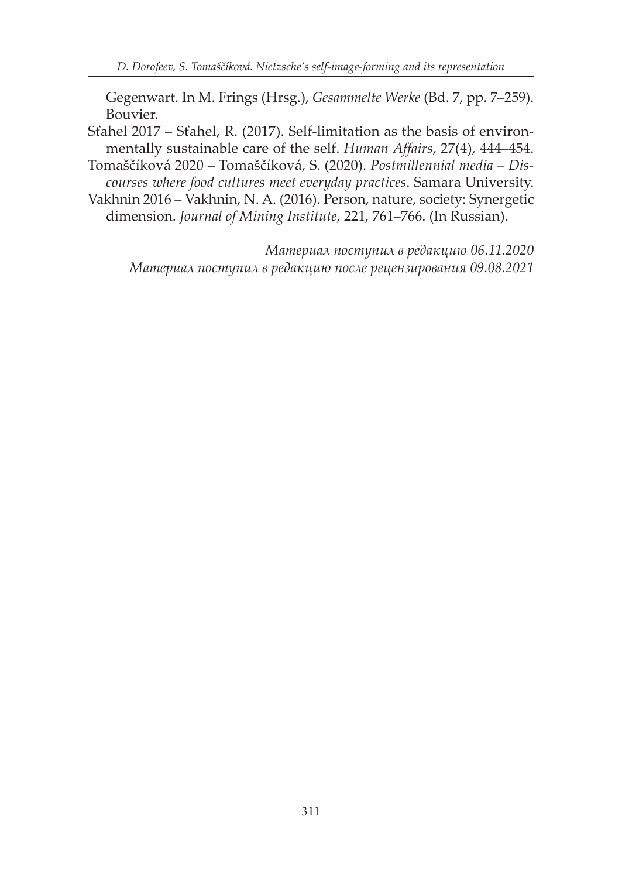Gegenwart. In M. Frings (Hrsg.), *Gesammelte Werke* (Bd. 7, pp. 7–259). Bouvier.

Sťahel 2017 – Sťahel, R. (2017). Self-limitation as the basis of environmentally sustainable care of the self. *Human Affairs*, 27(4), 444–454.

Tomaščíková 2020 – Tomaščíková, S. (2020). *Postmillennial media – Discourses where food cultures meet everyday practices*. Samara University.

Vakhnin 2016 – Vakhnin, N. A. (2016). Person, nature, society: Synergetic dimension. *Journal of Mining Institute*, 221, 761–766. (In Russian).

*Материал поступил в редакцию 06.11.2020*

*Материал поступил в редакцию после рецензирования 09.08.2021*